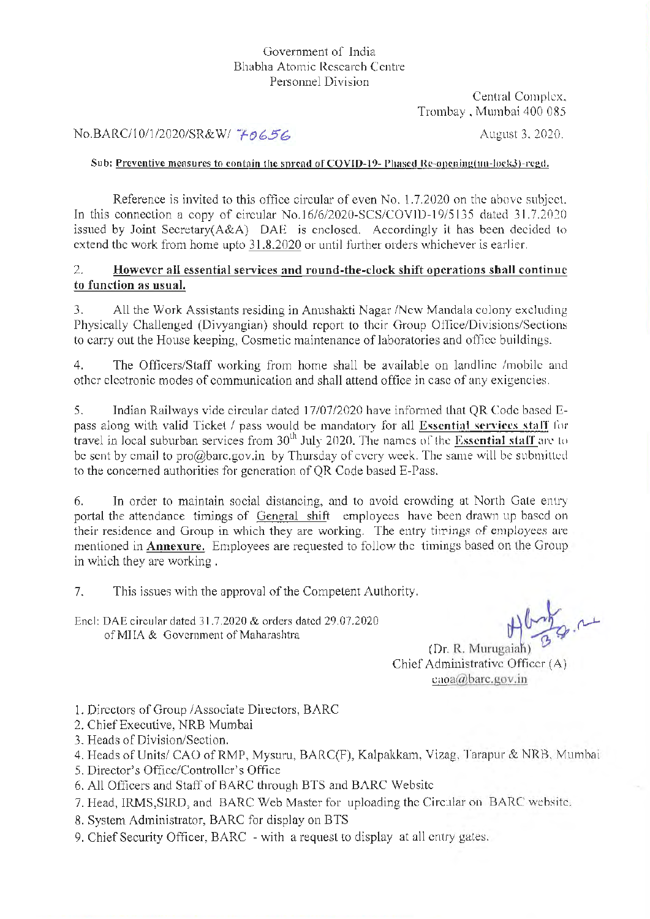Government of India
Bhabha Atomic Research Centre
Personnel Division

Central Complex,
Trombay , Mumbai 400 085

No.BARC/10/1/2020/SR&W/ 70656

August 3, 2020.

**Sub: Preventive measures to contain the spread of COVID-19- Phased Re-opening(un-lock3)-regd.**

Reference is invited to this office circular of even No. 1.7.2020 on the above subject. In this connection a copy of circular No.16/6/2020-SCS/COVID-19/5135 dated 31.7.2020 issued by Joint Secretary(A&A) DAE is enclosed. Accordingly it has been decided to extend the work from home upto 31.8.2020 or until further orders whichever is earlier.

2. **However all essential services and round-the-clock shift operations shall continue to function as usual.**

3. All the Work Assistants residing in Anushakti Nagar /New Mandala colony excluding Physically Challenged (Divyangian) should report to their Group Office/Divisions/Sections to carry out the House keeping, Cosmetic maintenance of laboratories and office buildings.

4. The Officers/Staff working from home shall be available on landline /mobile and other electronic modes of communication and shall attend office in case of any exigencies.

5. Indian Railways vide circular dated 17/07/2020 have informed that QR Code based E-pass along with valid Ticket / pass would be mandatory for all **Essential services staff** for travel in local suburban services from 30th July 2020. The names of the **Essential staff** are to be sent by email to pro@barc.gov.in by Thursday of every week. The same will be submitted to the concerned authorities for generation of QR Code based E-Pass.

6. In order to maintain social distancing, and to avoid crowding at North Gate entry portal the attendance timings of General shift employees have been drawn up based on their residence and Group in which they are working. The entry timings of employees are mentioned in **Annexure.** Employees are requested to follow the timings based on the Group in which they are working .

7. This issues with the approval of the Competent Authority.

Encl: DAE circular dated 31.7.2020 & orders dated 29.07.2020 of MHA & Government of Maharashtra

(Dr. R. Murugaiah)
Chief Administrative Officer (A)
caoa@barc.gov.in

1. Directors of Group /Associate Directors, BARC
2. Chief Executive, NRB Mumbai
3. Heads of Division/Section.
4. Heads of Units/ CAO of RMP, Mysuru, BARC(F), Kalpakkam, Vizag, Tarapur & NRB, Mumbai
5. Director's Office/Controller's Office
6. All Officers and Staff of BARC through BTS and BARC Website
7. Head, IRMS,SIRD, and BARC Web Master for uploading the Circular on BARC website.
8. System Administrator, BARC for display on BTS
9. Chief Security Officer, BARC - with a request to display at all entry gates.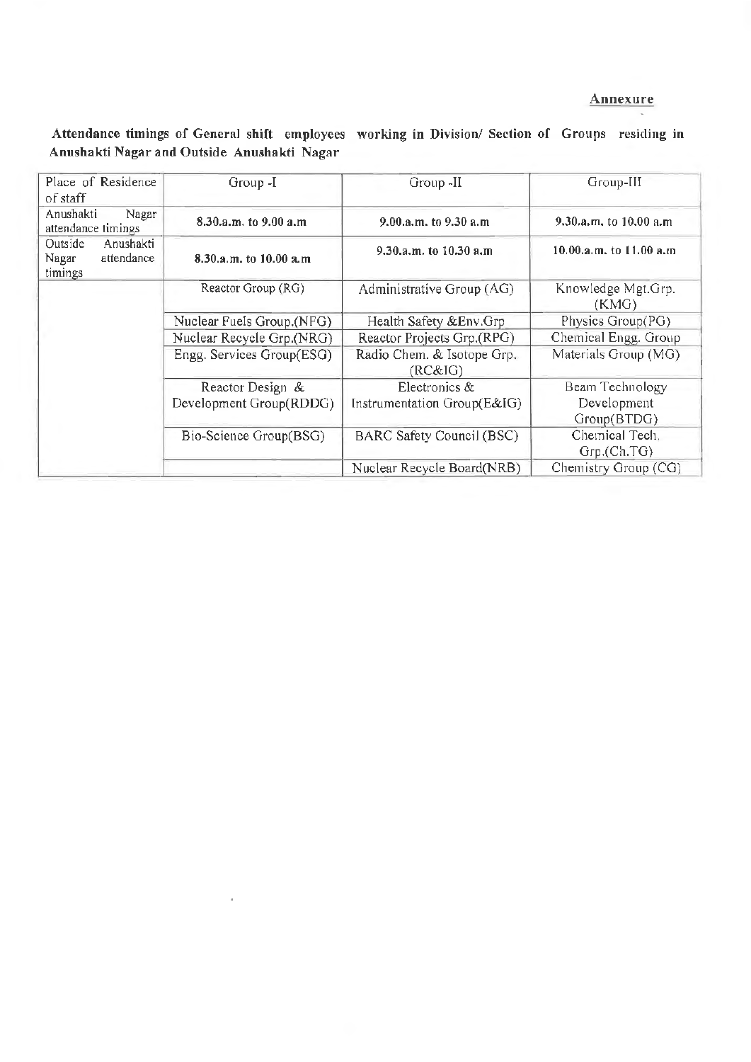**Annexure**

**Attendance timings of General shift employees working in Division/ Section of Groups residing in Anushakti Nagar and Outside Anushakti Nagar**

| Place of Residence of staff | Group -I | Group -II | Group-III |
|---|---|---|---|
| Anushakti Nagar attendance timings | **8.30.a.m. to 9.00 a.m** | **9.00.a.m. to 9.30 a.m** | **9.30.a.m. to 10.00 a.m** |
| Outside Anushakti Nagar attendance timings | **8.30.a.m. to 10.00 a.m** | **9.30.a.m. to 10.30 a.m** | **10.00.a.m. to 11.00 a.m** |
| | Reactor Group (RG) | Administrative Group (AG) | Knowledge Mgt.Grp. (KMG) |
| | Nuclear Fuels Group.(NFG) | Health Safety &Env.Grp | Physics Group(PG) |
| | Nuclear Recycle Grp.(NRG) | Reactor Projects Grp.(RPG) | Chemical Engg. Group |
| | Engg. Services Group(ESG) | Radio Chem. & Isotope Grp. (RC&IG) | Materials Group (MG) |
| | Reactor Design & Development Group(RDDG) | Electronics & Instrumentation Group(E&IG) | Beam Technology Development Group(BTDG) |
| | Bio-Science Group(BSG) | BARC Safety Council (BSC) | Chemical Tech. Grp.(Ch.TG) |
| | | Nuclear Recycle Board(NRB) | Chemistry Group (CG) |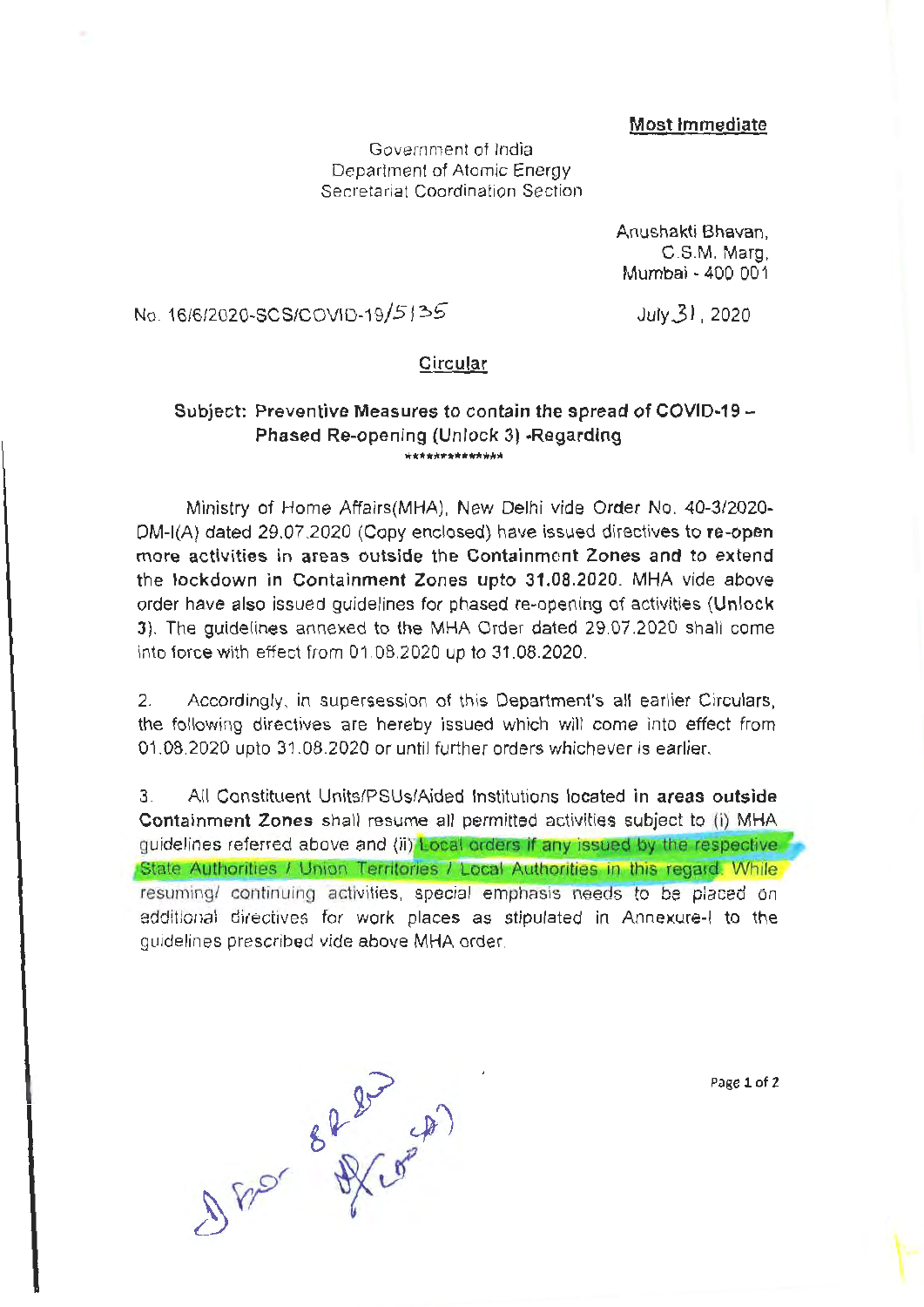**Most Immediate**

Government of India
Department of Atomic Energy
Secretariat Coordination Section

Anushakti Bhavan,
C.S.M. Marg,
Mumbai - 400 001

No. 16/6/2020-SCS/COVID-19/5135

July 31, 2020

**Circular**

**Subject: Preventive Measures to contain the spread of COVID-19 – Phased Re-opening (Unlock 3) -Regarding**

\*\*\*\*\*\*\*\*\*\*\*\*\*\*

Ministry of Home Affairs(MHA), New Delhi vide Order No. 40-3/2020-DM-I(A) dated 29.07.2020 (Copy enclosed) have issued directives to **re-open more activities in areas outside the Containment Zones and to extend the lockdown in Containment Zones upto 31.08.2020**. MHA vide above order have also issued guidelines for phased re-opening of activities (**Unlock 3**). The guidelines annexed to the MHA Order dated 29.07.2020 shall come into force with effect from 01.08.2020 up to 31.08.2020.

2. Accordingly, in supersession of this Department's all earlier Circulars, the following directives are hereby issued which will come into effect from 01.08.2020 upto 31.08.2020 or until further orders whichever is earlier.

3. All Constituent Units/PSUs/Aided Institutions located **in areas outside Containment Zones** shall resume all permitted activities subject to (i) MHA guidelines referred above and (ii) Local orders if any issued by the respective State Authorities / Union Territories / Local Authorities in this regard. While resuming/ continuing activities, special emphasis needs to be placed on additional directives for work places as stipulated in Annexure-I to the guidelines prescribed vide above MHA order.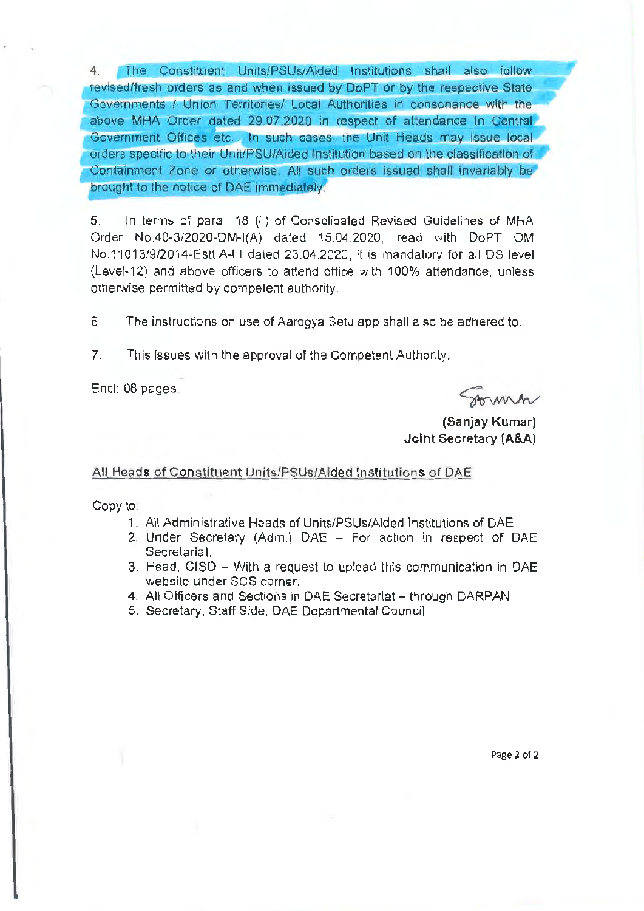4. The Constituent Units/PSUs/Aided Institutions shall also follow revised/fresh orders as and when issued by DoPT or by the respective State Governments / Union Territories/ Local Authorities in consonance with the above MHA Order dated 29.07.2020 in respect of attendance in Central Government Offices etc. In such cases, the Unit Heads may issue local orders specific to their Unit/PSU/Aided Institution based on the classification of Containment Zone or otherwise. All such orders issued shall invariably be brought to the notice of DAE immediately.

5. In terms of para 18 (ii) of Consolidated Revised Guidelines of MHA Order No.40-3/2020-DM-I(A) dated 15.04.2020, read with DoPT OM No.11013/9/2014-Estt.A-III dated 23.04.2020, it is mandatory for all DS level (Level-12) and above officers to attend office with 100% attendance, unless otherwise permitted by competent authority.

6. The instructions on use of Aarogya Setu app shall also be adhered to.

7. This issues with the approval of the Competent Authority.

Encl: 08 pages.

**(Sanjay Kumar)**
**Joint Secretary (A&A)**

All Heads of Constituent Units/PSUs/Aided Institutions of DAE

Copy to:

1. All Administrative Heads of Units/PSUs/Aided Institutions of DAE
2. Under Secretary (Adm.) DAE – For action in respect of DAE Secretariat.
3. Head, CISD – With a request to upload this communication in DAE website under SCS corner.
4. All Officers and Sections in DAE Secretariat – through DARPAN
5. Secretary, Staff Side, DAE Departmental Council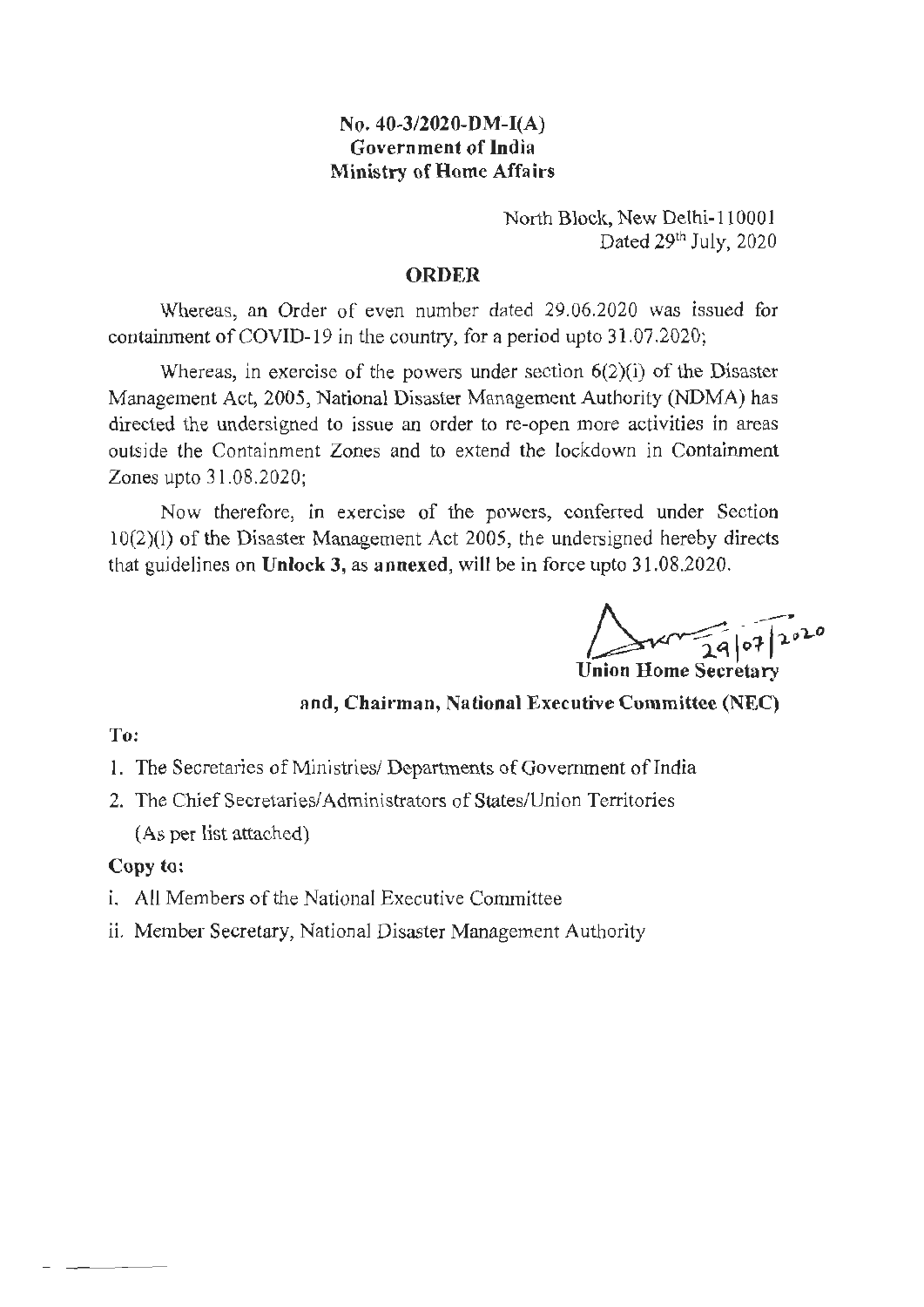**No. 40-3/2020-DM-I(A)**
**Government of India**
**Ministry of Home Affairs**

North Block, New Delhi-110001
Dated 29th July, 2020

## ORDER

Whereas, an Order of even number dated 29.06.2020 was issued for containment of COVID-19 in the country, for a period upto 31.07.2020;

Whereas, in exercise of the powers under section 6(2)(i) of the Disaster Management Act, 2005, National Disaster Management Authority (NDMA) has directed the undersigned to issue an order to re-open more activities in areas outside the Containment Zones and to extend the lockdown in Containment Zones upto 31.08.2020;

Now therefore, in exercise of the powers, conferred under Section 10(2)(l) of the Disaster Management Act 2005, the undersigned hereby directs that guidelines on **Unlock 3**, as **annexed**, will be in force upto 31.08.2020.

29/07/2020
**Union Home Secretary**
**and, Chairman, National Executive Committee (NEC)**

**To:**

1. The Secretaries of Ministries/ Departments of Government of India
2. The Chief Secretaries/Administrators of States/Union Territories
   (As per list attached)

**Copy to:**

i. All Members of the National Executive Committee
ii. Member Secretary, National Disaster Management Authority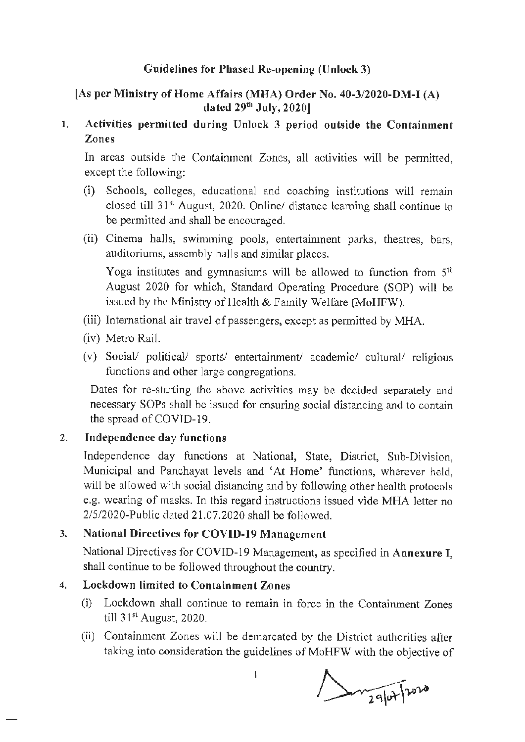**Guidelines for Phased Re-opening (Unlock 3)**

**[As per Ministry of Home Affairs (MHA) Order No. 40-3/2020-DM-I (A) dated 29th July, 2020]**

1. **Activities permitted during Unlock 3 period outside the Containment Zones**

   In areas outside the Containment Zones, all activities will be permitted, except the following:

   (i) Schools, colleges, educational and coaching institutions will remain closed till 31st August, 2020. Online/ distance learning shall continue to be permitted and shall be encouraged.

   (ii) Cinema halls, swimming pools, entertainment parks, theatres, bars, auditoriums, assembly halls and similar places.

   Yoga institutes and gymnasiums will be allowed to function from 5th August 2020 for which, Standard Operating Procedure (SOP) will be issued by the Ministry of Health & Family Welfare (MoHFW).

   (iii) International air travel of passengers, except as permitted by MHA.

   (iv) Metro Rail.

   (v) Social/ political/ sports/ entertainment/ academic/ cultural/ religious functions and other large congregations.

   Dates for re-starting the above activities may be decided separately and necessary SOPs shall be issued for ensuring social distancing and to contain the spread of COVID-19.

2. **Independence day functions**

   Independence day functions at National, State, District, Sub-Division, Municipal and Panchayat levels and 'At Home' functions, wherever held, will be allowed with social distancing and by following other health protocols e.g. wearing of masks. In this regard instructions issued vide MHA letter no 2/5/2020-Public dated 21.07.2020 shall be followed.

3. **National Directives for COVID-19 Management**

   National Directives for COVID-19 Management, as specified in **Annexure I**, shall continue to be followed throughout the country.

4. **Lockdown limited to Containment Zones**

   (i) Lockdown shall continue to remain in force in the Containment Zones till 31st August, 2020.

   (ii) Containment Zones will be demarcated by the District authorities after taking into consideration the guidelines of MoHFW with the objective of

29/07/2020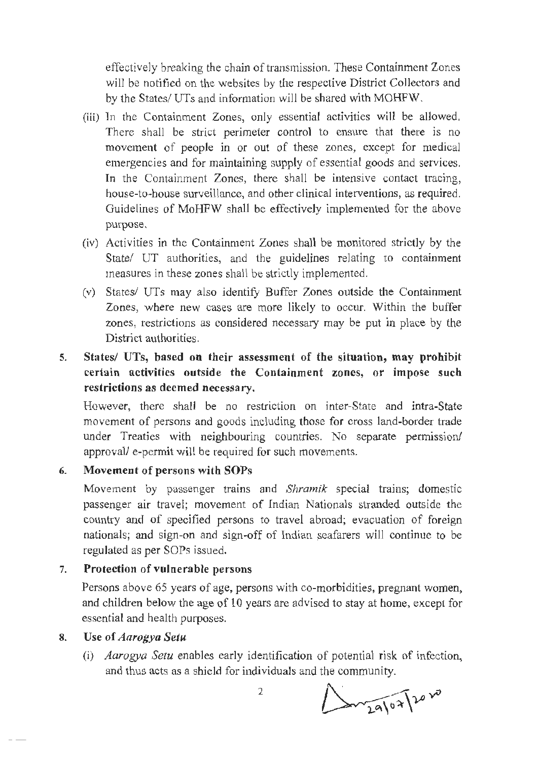effectively breaking the chain of transmission. These Containment Zones will be notified on the websites by the respective District Collectors and by the States/ UTs and information will be shared with MOHFW.

(iii) In the Containment Zones, only essential activities will be allowed. There shall be strict perimeter control to ensure that there is no movement of people in or out of these zones, except for medical emergencies and for maintaining supply of essential goods and services. In the Containment Zones, there shall be intensive contact tracing, house-to-house surveillance, and other clinical interventions, as required. Guidelines of MoHFW shall be effectively implemented for the above purpose.

(iv) Activities in the Containment Zones shall be monitored strictly by the State/ UT authorities, and the guidelines relating to containment measures in these zones shall be strictly implemented.

(v) States/ UTs may also identify Buffer Zones outside the Containment Zones, where new cases are more likely to occur. Within the buffer zones, restrictions as considered necessary may be put in place by the District authorities.

5. **States/ UTs, based on their assessment of the situation, may prohibit certain activities outside the Containment zones, or impose such restrictions as deemed necessary.**

   However, there shall be no restriction on inter-State and intra-State movement of persons and goods including those for cross land-border trade under Treaties with neighbouring countries. No separate permission/ approval/ e-permit will be required for such movements.

6. **Movement of persons with SOPs**

   Movement by passenger trains and *Shramik* special trains; domestic passenger air travel; movement of Indian Nationals stranded outside the country and of specified persons to travel abroad; evacuation of foreign nationals; and sign-on and sign-off of Indian seafarers will continue to be regulated as per SOPs issued.

7. **Protection of vulnerable persons**

   Persons above 65 years of age, persons with co-morbidities, pregnant women, and children below the age of 10 years are advised to stay at home, except for essential and health purposes.

8. **Use of *Aarogya Setu***

   (i) *Aarogya Setu* enables early identification of potential risk of infection, and thus acts as a shield for individuals and the community.

29/07/2020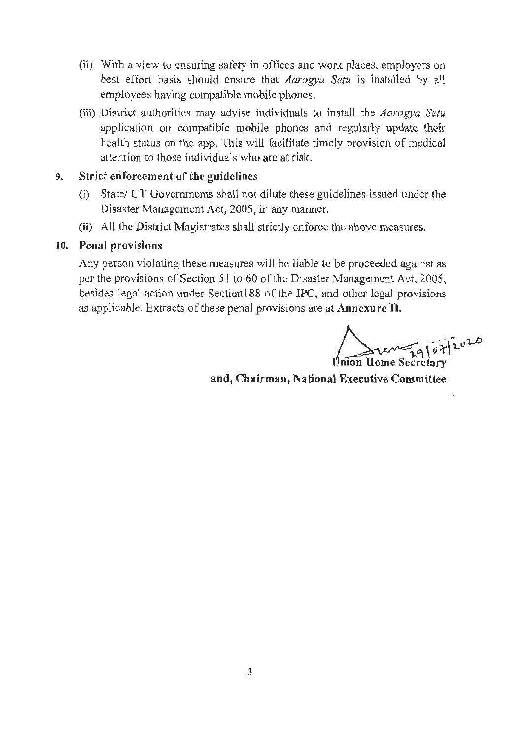(ii) With a view to ensuring safety in offices and work places, employers on best effort basis should ensure that *Aarogya Setu* is installed by all employees having compatible mobile phones.

(iii) District authorities may advise individuals to install the *Aarogya Setu* application on compatible mobile phones and regularly update their health status on the app. This will facilitate timely provision of medical attention to those individuals who are at risk.

**9. Strict enforcement of the guidelines**

(i) State/ UT Governments shall not dilute these guidelines issued under the Disaster Management Act, 2005, in any manner.

(ii) All the District Magistrates shall strictly enforce the above measures.

**10. Penal provisions**

Any person violating these measures will be liable to be proceeded against as per the provisions of Section 51 to 60 of the Disaster Management Act, 2005, besides legal action under Section188 of the IPC, and other legal provisions as applicable. Extracts of these penal provisions are at **Annexure II.**

29/07/2020

**Union Home Secretary**

**and, Chairman, National Executive Committee**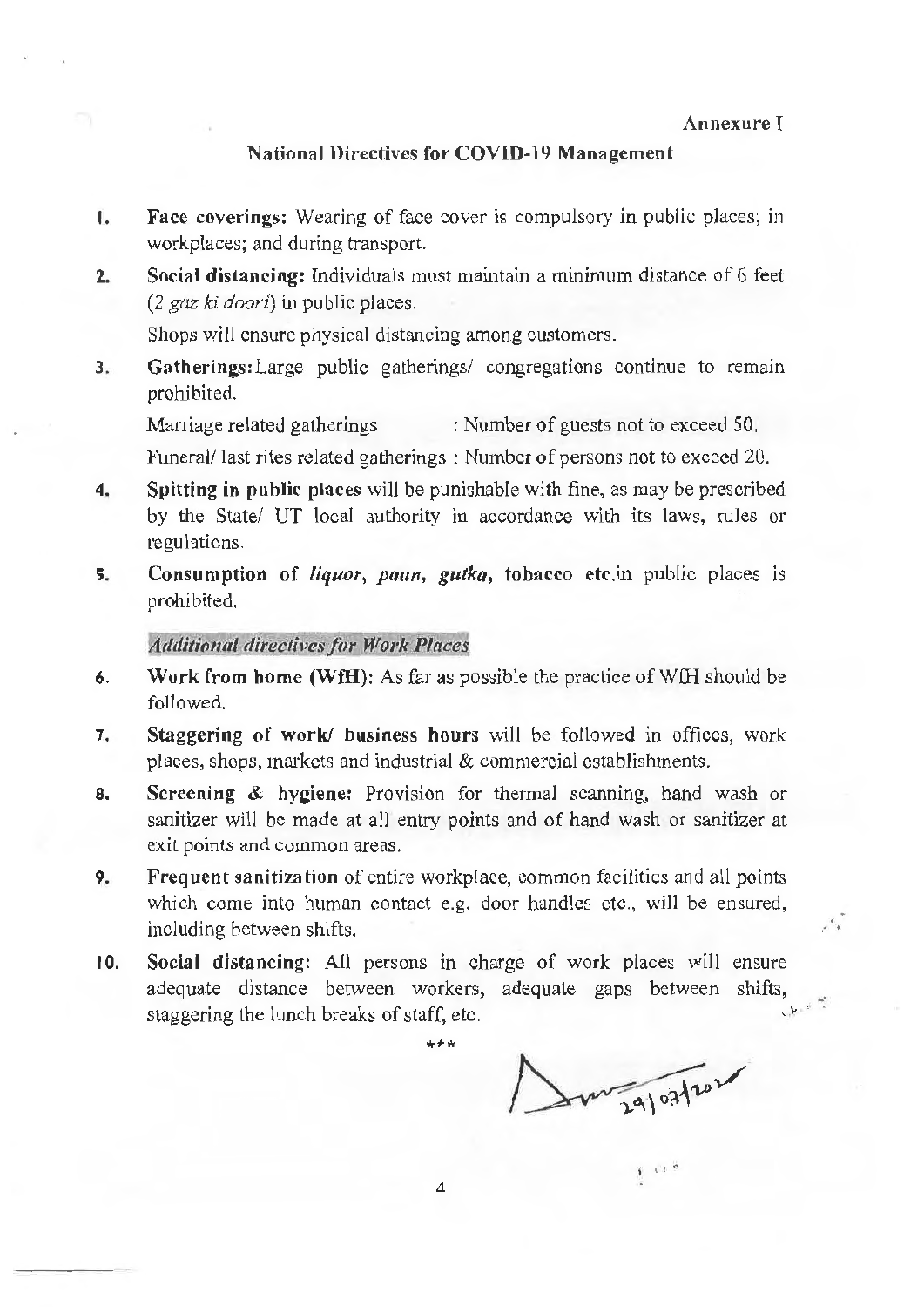Annexure I

## National Directives for COVID-19 Management

1. **Face coverings:** Wearing of face cover is compulsory in public places; in workplaces; and during transport.

2. **Social distancing:** Individuals must maintain a minimum distance of 6 feet (*2 gaz ki doori*) in public places.

   Shops will ensure physical distancing among customers.

3. **Gatherings:** Large public gatherings/ congregations continue to remain prohibited.

   Marriage related gatherings : Number of guests not to exceed 50.

   Funeral/ last rites related gatherings : Number of persons not to exceed 20.

4. **Spitting in public places** will be punishable with fine, as may be prescribed by the State/ UT local authority in accordance with its laws, rules or regulations.

5. **Consumption of *liquor*, *paan*, *gutka*, tobacco etc.** in public places is prohibited.

### *Additional directives for Work Places*

6. **Work from home (WfH):** As far as possible the practice of WfH should be followed.

7. **Staggering of work/ business hours** will be followed in offices, work places, shops, markets and industrial & commercial establishments.

8. **Screening & hygiene:** Provision for thermal scanning, hand wash or sanitizer will be made at all entry points and of hand wash or sanitizer at exit points and common areas.

9. **Frequent sanitization** of entire workplace, common facilities and all points which come into human contact e.g. door handles etc., will be ensured, including between shifts.

10. **Social distancing:** All persons in charge of work places will ensure adequate distance between workers, adequate gaps between shifts, staggering the lunch breaks of staff, etc.

***

29/07/2020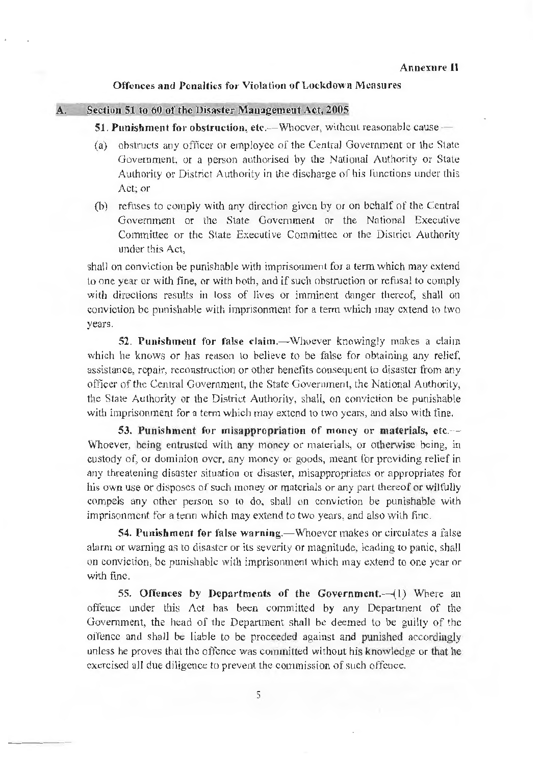**Annexure II**

**Offences and Penalties for Violation of Lockdown Measures**

## A. Section 51 to 60 of the Disaster Management Act, 2005

**51. Punishment for obstruction, etc.**—Whoever, without reasonable cause —

(a) obstructs any officer or employee of the Central Government or the State Government, or a person authorised by the National Authority or State Authority or District Authority in the discharge of his functions under this Act; or

(b) refuses to comply with any direction given by or on behalf of the Central Government or the State Government or the National Executive Committee or the State Executive Committee or the District Authority under this Act,

shall on conviction be punishable with imprisonment for a term which may extend to one year or with fine, or with both, and if such obstruction or refusal to comply with directions results in loss of lives or imminent danger thereof, shall on conviction be punishable with imprisonment for a term which may extend to two years.

**52. Punishment for false claim.**—Whoever knowingly makes a claim which he knows or has reason to believe to be false for obtaining any relief, assistance, repair, reconstruction or other benefits consequent to disaster from any officer of the Central Government, the State Government, the National Authority, the State Authority or the District Authority, shall, on conviction be punishable with imprisonment for a term which may extend to two years, and also with fine.

**53. Punishment for misappropriation of money or materials, etc.**—Whoever, being entrusted with any money or materials, or otherwise being, in custody of, or dominion over, any money or goods, meant for providing relief in any threatening disaster situation or disaster, misappropriates or appropriates for his own use or disposes of such money or materials or any part thereof or wilfully compels any other person so to do, shall on conviction be punishable with imprisonment for a term which may extend to two years, and also with fine.

**54. Punishment for false warning.**—Whoever makes or circulates a false alarm or warning as to disaster or its severity or magnitude, leading to panic, shall on conviction, be punishable with imprisonment which may extend to one year or with fine.

**55. Offences by Departments of the Government.**—(1) Where an offence under this Act has been committed by any Department of the Government, the head of the Department shall be deemed to be guilty of the offence and shall be liable to be proceeded against and punished accordingly unless he proves that the offence was committed without his knowledge or that he exercised all due diligence to prevent the commission of such offence.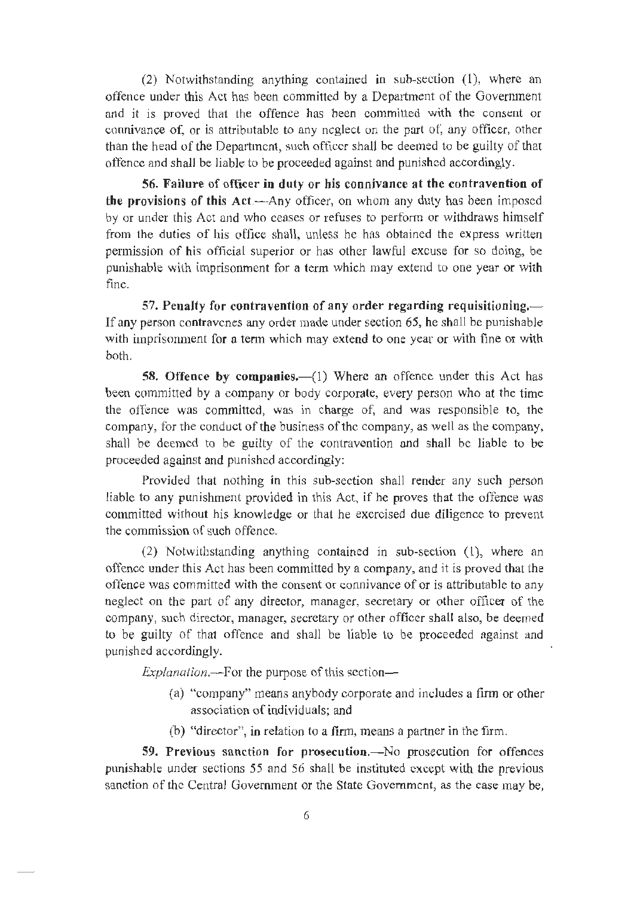(2) Notwithstanding anything contained in sub-section (1), where an offence under this Act has been committed by a Department of the Government and it is proved that the offence has been committed with the consent or connivance of, or is attributable to any neglect on the part of, any officer, other than the head of the Department, such officer shall be deemed to be guilty of that offence and shall be liable to be proceeded against and punished accordingly.

**56. Failure of officer in duty or his connivance at the contravention of the provisions of this Act**.—Any officer, on whom any duty has been imposed by or under this Act and who ceases or refuses to perform or withdraws himself from the duties of his office shall, unless he has obtained the express written permission of his official superior or has other lawful excuse for so doing, be punishable with imprisonment for a term which may extend to one year or with fine.

**57. Penalty for contravention of any order regarding requisitioning.**— If any person contravenes any order made under section 65, he shall be punishable with imprisonment for a term which may extend to one year or with fine or with both.

**58. Offence by companies.**—(1) Where an offence under this Act has been committed by a company or body corporate, every person who at the time the offence was committed, was in charge of, and was responsible to, the company, for the conduct of the business of the company, as well as the company, shall be deemed to be guilty of the contravention and shall be liable to be proceeded against and punished accordingly:

Provided that nothing in this sub-section shall render any such person liable to any punishment provided in this Act, if he proves that the offence was committed without his knowledge or that he exercised due diligence to prevent the commission of such offence.

(2) Notwithstanding anything contained in sub-section (1), where an offence under this Act has been committed by a company, and it is proved that the offence was committed with the consent or connivance of or is attributable to any neglect on the part of any director, manager, secretary or other officer of the company, such director, manager, secretary or other officer shall also, be deemed to be guilty of that offence and shall be liable to be proceeded against and punished accordingly.

*Explanation*.—For the purpose of this section—

(a) "company" means anybody corporate and includes a firm or other association of individuals; and

(b) "director", in relation to a firm, means a partner in the firm.

**59. Previous sanction for prosecution.**—No prosecution for offences punishable under sections 55 and 56 shall be instituted except with the previous sanction of the Central Government or the State Government, as the case may be,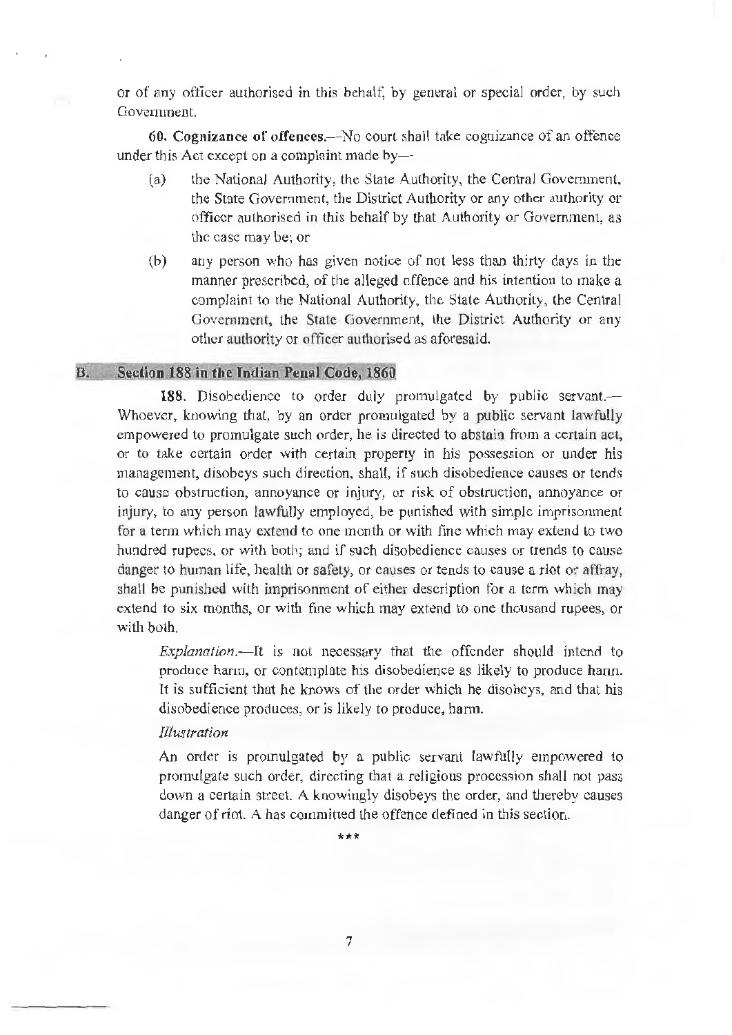or of any officer authorised in this behalf, by general or special order, by such Government.

**60. Cognizance of offences.**—No court shall take cognizance of an offence under this Act except on a complaint made by—

(a) the National Authority, the State Authority, the Central Government, the State Government, the District Authority or any other authority or officer authorised in this behalf by that Authority or Government, as the case may be; or

(b) any person who has given notice of not less than thirty days in the manner prescribed, of the alleged offence and his intention to make a complaint to the National Authority, the State Authority, the Central Government, the State Government, the District Authority or any other authority or officer authorised as aforesaid.

## B. Section 188 in the Indian Penal Code, 1860

**188.** Disobedience to order duly promulgated by public servant.—Whoever, knowing that, by an order promulgated by a public servant lawfully empowered to promulgate such order, he is directed to abstain from a certain act, or to take certain order with certain property in his possession or under his management, disobeys such direction, shall, if such disobedience causes or tends to cause obstruction, annoyance or injury, or risk of obstruction, annoyance or injury, to any person lawfully employed, be punished with simple imprisonment for a term which may extend to one month or with fine which may extend to two hundred rupees, or with both; and if such disobedience causes or trends to cause danger to human life, health or safety, or causes or tends to cause a riot or affray, shall be punished with imprisonment of either description for a term which may extend to six months, or with fine which may extend to one thousand rupees, or with both.

> *Explanation*.—It is not necessary that the offender should intend to produce harm, or contemplate his disobedience as likely to produce harm. It is sufficient that he knows of the order which he disobeys, and that his disobedience produces, or is likely to produce, harm.
>
> *Illustration*
>
> An order is promulgated by a public servant lawfully empowered to promulgate such order, directing that a religious procession shall not pass down a certain street. A knowingly disobeys the order, and thereby causes danger of riot. A has committed the offence defined in this section.

\*\*\*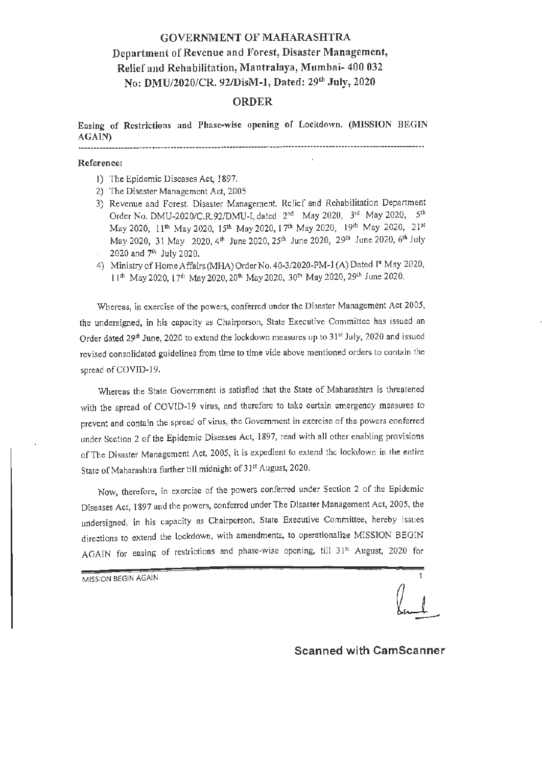# GOVERNMENT OF MAHARASHTRA

## Department of Revenue and Forest, Disaster Management, Relief and Rehabilitation, Mantralaya, Mumbai- 400 032

## No: DMU/2020/CR. 92/DisM-1, Dated: 29th July, 2020

## ORDER

**Easing of Restrictions and Phase-wise opening of Lockdown. (MISSION BEGIN AGAIN)**

---

**Reference:**

1) The Epidemic Diseases Act, 1897.
2) The Disaster Management Act, 2005
3) Revenue and Forest. Disaster Management. Relief and Rehabilitation Department Order No. DMU-2020/C.R.92/DMU-I, dated 2nd May 2020, 3rd May 2020, 5th May 2020, 11th May 2020, 15th May 2020, 17th May 2020, 19th May 2020, 21st May 2020, 31 May 2020, 4th June 2020, 25th June 2020, 29th June 2020, 6th July 2020 and 7th July 2020.
4) Ministry of Home Affairs (MHA) Order No. 40-3/2020-PM-1 (A) Dated 1st May 2020, 11th May 2020, 17th May 2020, 20th May 2020, 30th May 2020, 29th June 2020.

Whereas, in exercise of the powers, conferred under the Disaster Management Act 2005, the undersigned, in his capacity as Chairperson, State Executive Committee has issued an Order dated 29th June, 2020 to extend the lockdown measures up to 31st July, 2020 and issued revised consolidated guidelines from time to time vide above mentioned orders to contain the spread of COVID-19.

Whereas the State Government is satisfied that the State of Maharashtra is threatened with the spread of COVID-19 virus, and therefore to take certain emergency measures to prevent and contain the spread of virus, the Government in exercise of the powers conferred under Section 2 of the Epidemic Diseases Act, 1897, read with all other enabling provisions of The Disaster Management Act, 2005, it is expedient to extend the lockdown in the entire State of Maharashtra further till midnight of 31st August, 2020.

Now, therefore, in exercise of the powers conferred under Section 2 of the Epidemic Diseases Act, 1897 and the powers, conferred under The Disaster Management Act, 2005, the undersigned, in his capacity as Chairperson, State Executive Committee, hereby issues directions to extend the lockdown, with amendments, to operationalize MISSION BEGIN AGAIN for easing of restrictions and phase-wise opening, till 31st August, 2020 for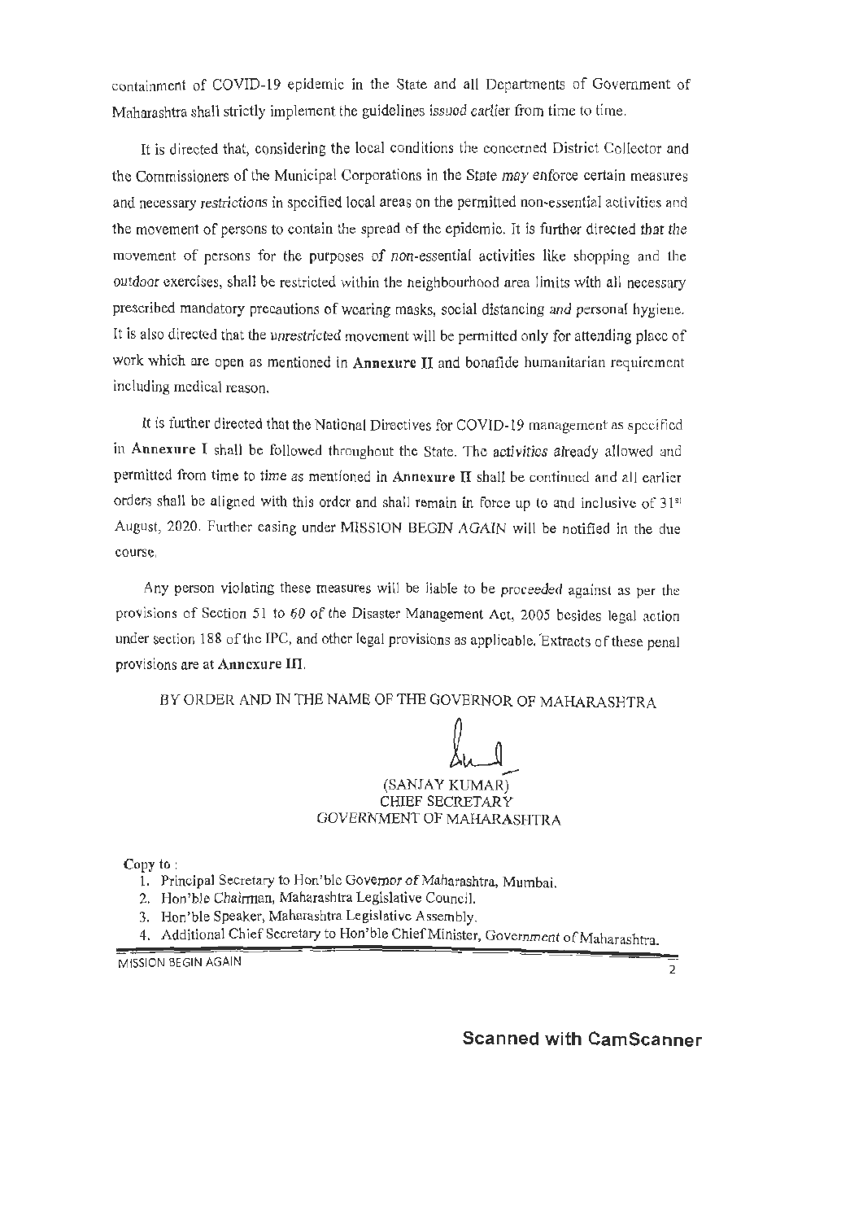containment of COVID-19 epidemic in the State and all Departments of Government of Maharashtra shall strictly implement the guidelines issued earlier from time to time.

It is directed that, considering the local conditions the concerned District Collector and the Commissioners of the Municipal Corporations in the State may enforce certain measures and necessary restrictions in specified local areas on the permitted non-essential activities and the movement of persons to contain the spread of the epidemic. It is further directed that the movement of persons for the purposes of non-essential activities like shopping and the outdoor exercises, shall be restricted within the neighbourhood area limits with all necessary prescribed mandatory precautions of wearing masks, social distancing and personal hygiene. It is also directed that the unrestricted movement will be permitted only for attending place of work which are open as mentioned in **Annexure II** and bonafide humanitarian requirement including medical reason.

It is further directed that the National Directives for COVID-19 management as specified in **Annexure I** shall be followed throughout the State. The activities already allowed and permitted from time to time as mentioned in **Annexure II** shall be continued and all earlier orders shall be aligned with this order and shall remain in force up to and inclusive of 31st August, 2020. Further easing under MISSION BEGIN AGAIN will be notified in the due course.

Any person violating these measures will be liable to be proceeded against as per the provisions of Section 51 to 60 of the Disaster Management Act, 2005 besides legal action under section 188 of the IPC, and other legal provisions as applicable. Extracts of these penal provisions are at **Annexure III**.

BY ORDER AND IN THE NAME OF THE GOVERNOR OF MAHARASHTRA

(SANJAY KUMAR)
CHIEF SECRETARY
GOVERNMENT OF MAHARASHTRA

Copy to :

1. Principal Secretary to Hon'ble Governor of Maharashtra, Mumbai.
2. Hon'ble Chairman, Maharashtra Legislative Council.
3. Hon'ble Speaker, Maharashtra Legislative Assembly.
4. Additional Chief Secretary to Hon'ble Chief Minister, Government of Maharashtra.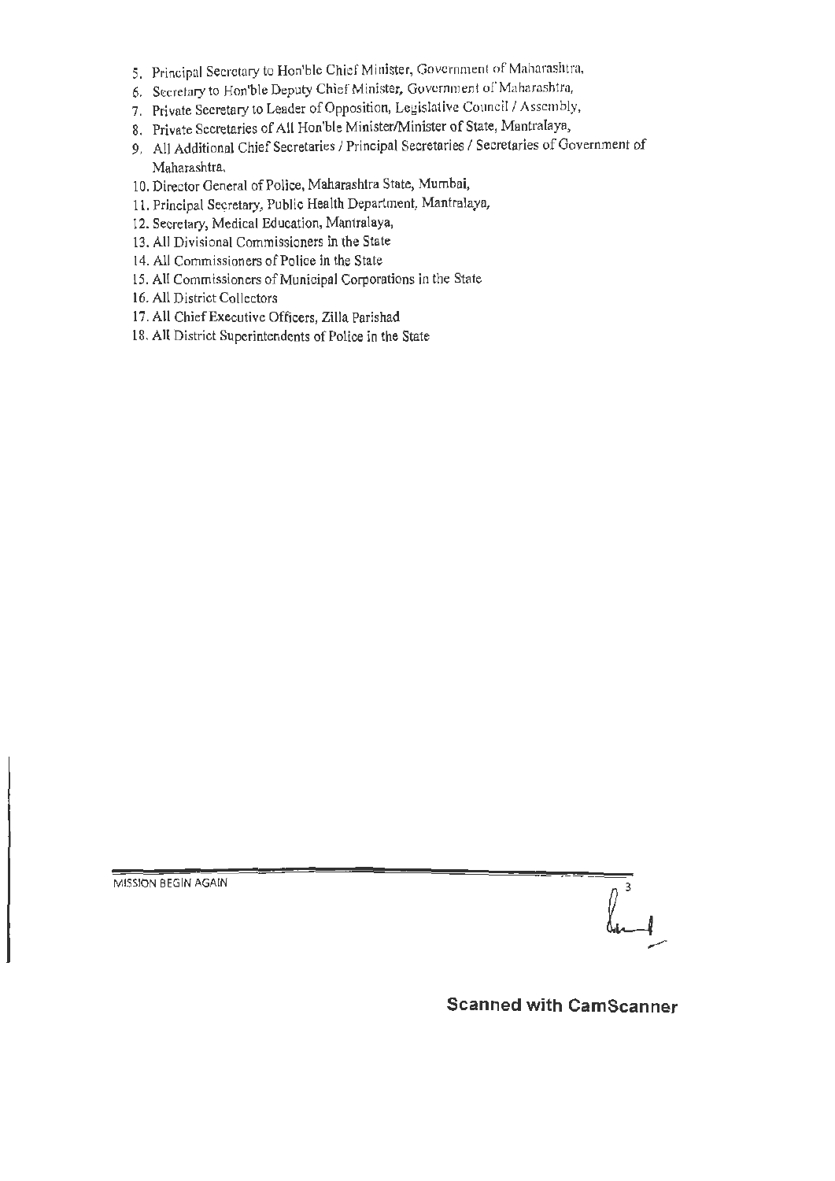5. Principal Secretary to Hon'ble Chief Minister, Government of Maharashtra,
6. Secretary to Hon'ble Deputy Chief Minister, Government of Maharashtra,
7. Private Secretary to Leader of Opposition, Legislative Council / Assembly,
8. Private Secretaries of All Hon'ble Minister/Minister of State, Mantralaya,
9. All Additional Chief Secretaries / Principal Secretaries / Secretaries of Government of Maharashtra,
10. Director General of Police, Maharashtra State, Mumbai,
11. Principal Secretary, Public Health Department, Mantralaya,
12. Secretary, Medical Education, Mantralaya,
13. All Divisional Commissioners in the State
14. All Commissioners of Police in the State
15. All Commissioners of Municipal Corporations in the State
16. All District Collectors
17. All Chief Executive Officers, Zilla Parishad
18. All District Superintendents of Police in the State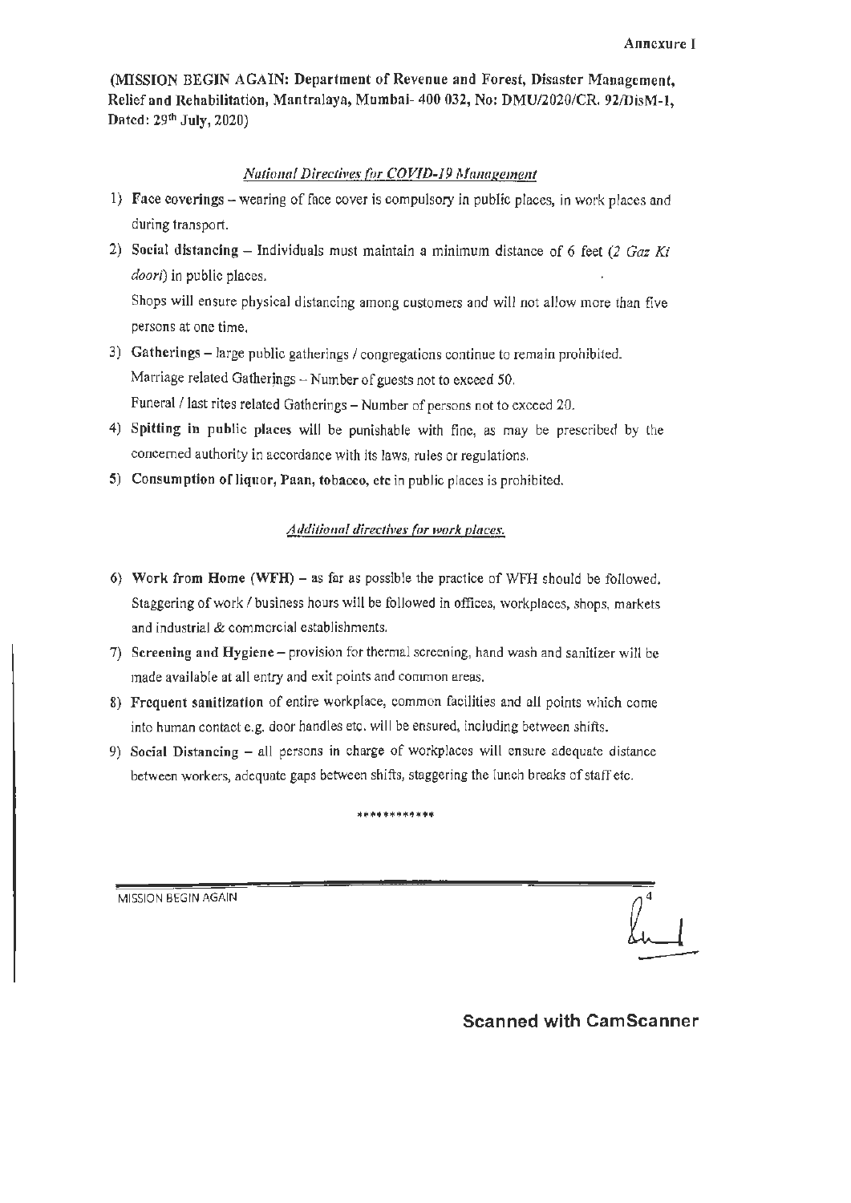Annexure I

**(MISSION BEGIN AGAIN: Department of Revenue and Forest, Disaster Management, Relief and Rehabilitation, Mantralaya, Mumbai- 400 032, No: DMU/2020/CR. 92/DisM-1, Dated: 29th July, 2020)**

## *National Directives for COVID-19 Management*

1) **Face coverings** – wearing of face cover is compulsory in public places, in work places and during transport.
2) **Social distancing** – Individuals must maintain a minimum distance of 6 feet (*2 Gaz Ki doori*) in public places.

   Shops will ensure physical distancing among customers and will not allow more than five persons at one time.
3) **Gatherings** – large public gatherings / congregations continue to remain prohibited.

   Marriage related Gatherings – Number of guests not to exceed 50.

   Funeral / last rites related Gatherings – Number of persons not to exceed 20.
4) **Spitting in public places** will be punishable with fine, as may be prescribed by the concerned authority in accordance with its laws, rules or regulations.
5) **Consumption of liquor, Paan, tobacco, etc** in public places is prohibited.

## *Additional directives for work places.*

6) **Work from Home (WFH)** – as far as possible the practice of WFH should be followed. Staggering of work / business hours will be followed in offices, workplaces, shops, markets and industrial & commercial establishments.
7) **Screening and Hygiene** – provision for thermal screening, hand wash and sanitizer will be made available at all entry and exit points and common areas.
8) **Frequent sanitization** of entire workplace, common facilities and all points which come into human contact e.g. door handles etc. will be ensured, including between shifts.
9) **Social Distancing** – all persons in charge of workplaces will ensure adequate distance between workers, adequate gaps between shifts, staggering the lunch breaks of staff etc.

************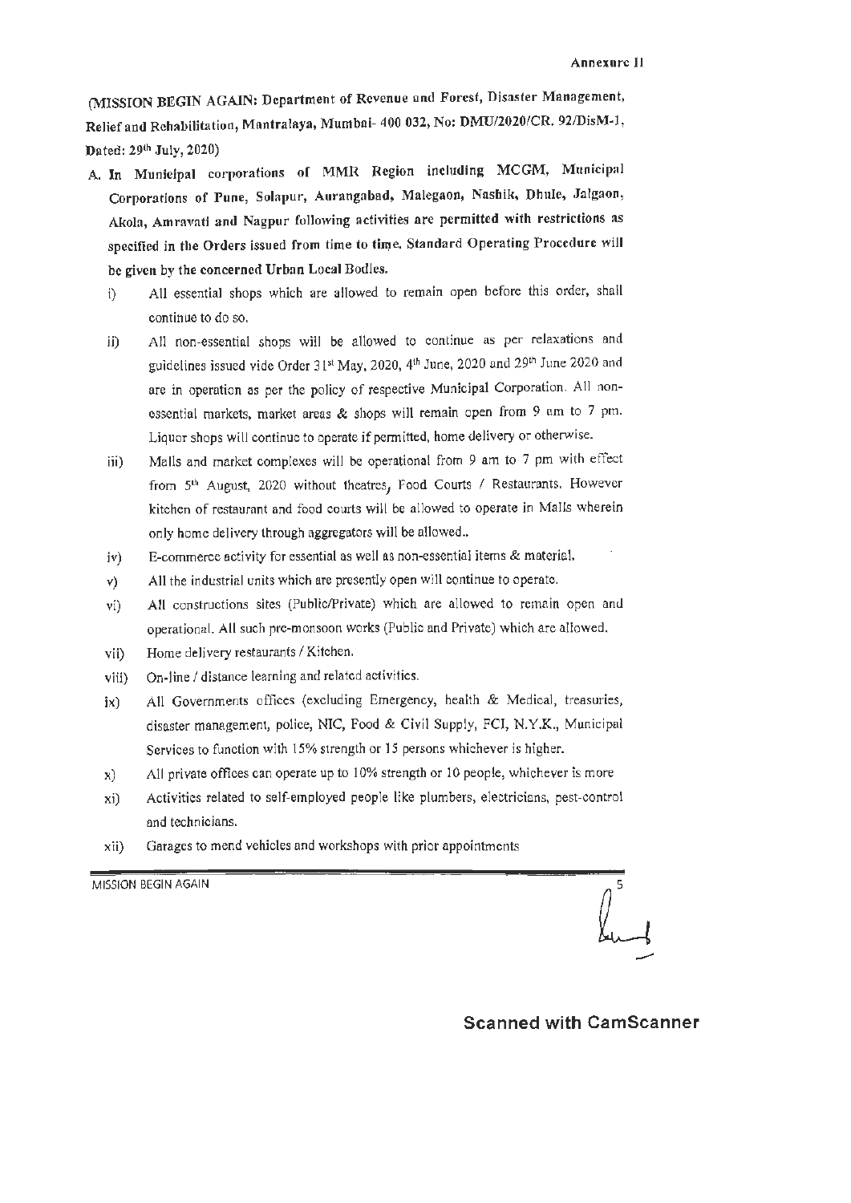**Annexure II**

**(MISSION BEGIN AGAIN: Department of Revenue and Forest, Disaster Management, Relief and Rehabilitation, Mantralaya, Mumbai- 400 032, No: DMU/2020/CR. 92/DisM-1, Dated: 29th July, 2020)**

A. **In Municipal corporations of MMR Region including MCGM, Municipal Corporations of Pune, Solapur, Aurangabad, Malegaon, Nashik, Dhule, Jalgaon, Akola, Amravati and Nagpur following activities are permitted with restrictions as specified in the Orders issued from time to time. Standard Operating Procedure will be given by the concerned Urban Local Bodies.**

i) All essential shops which are allowed to remain open before this order, shall continue to do so.

ii) All non-essential shops will be allowed to continue as per relaxations and guidelines issued vide Order 31st May, 2020, 4th June, 2020 and 29th June 2020 and are in operation as per the policy of respective Municipal Corporation. All non-essential markets, market areas & shops will remain open from 9 am to 7 pm. Liquor shops will continue to operate if permitted, home delivery or otherwise.

iii) Malls and market complexes will be operational from 9 am to 7 pm with effect from 5th August, 2020 without theatres, Food Courts / Restaurants. However kitchen of restaurant and food courts will be allowed to operate in Malls wherein only home delivery through aggregators will be allowed..

iv) E-commerce activity for essential as well as non-essential items & material.

v) All the industrial units which are presently open will continue to operate.

vi) All constructions sites (Public/Private) which are allowed to remain open and operational. All such pre-monsoon works (Public and Private) which are allowed.

vii) Home delivery restaurants / Kitchen.

viii) On-line / distance learning and related activities.

ix) All Governments offices (excluding Emergency, health & Medical, treasuries, disaster management, police, NIC, Food & Civil Supply, FCI, N.Y.K., Municipal Services to function with 15% strength or 15 persons whichever is higher.

x) All private offices can operate up to 10% strength or 10 people, whichever is more

xi) Activities related to self-employed people like plumbers, electricians, pest-control and technicians.

xii) Garages to mend vehicles and workshops with prior appointments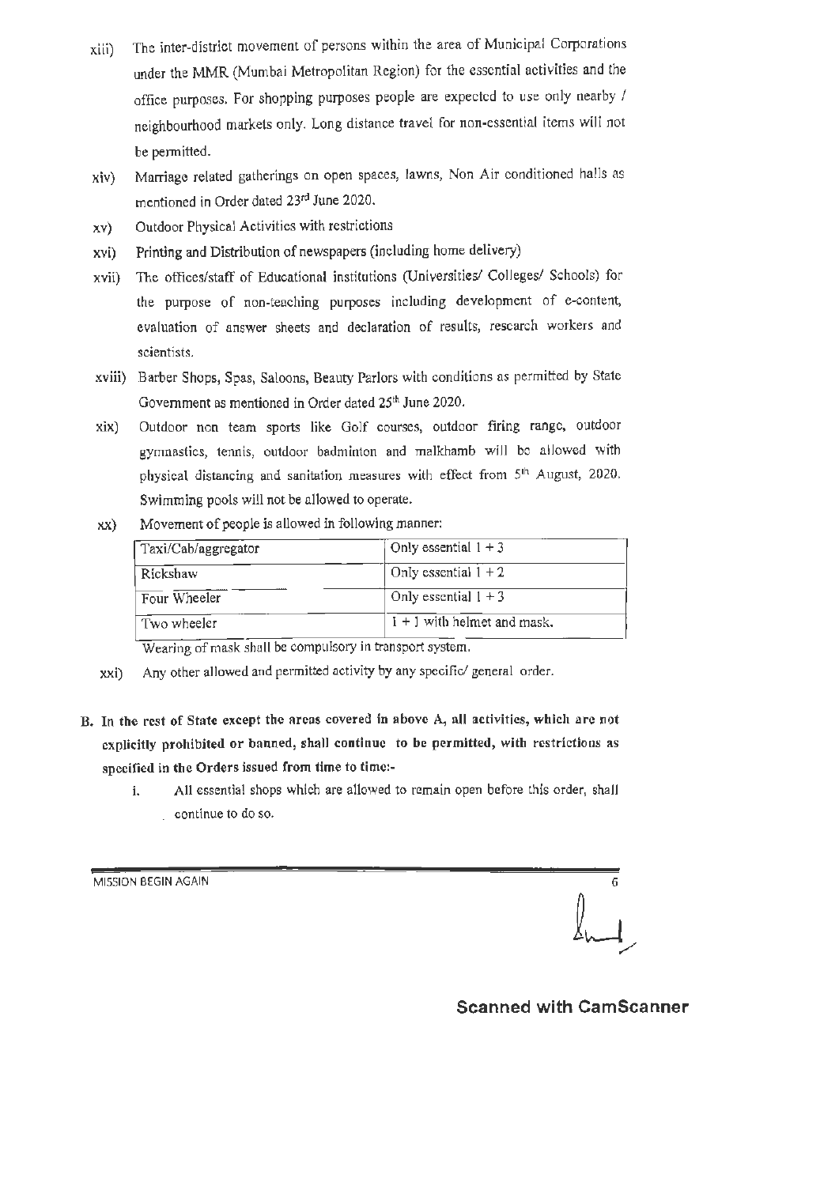xiii) The inter-district movement of persons within the area of Municipal Corporations under the MMR (Mumbai Metropolitan Region) for the essential activities and the office purposes. For shopping purposes people are expected to use only nearby / neighbourhood markets only. Long distance travel for non-essential items will not be permitted.

xiv) Marriage related gatherings on open spaces, lawns, Non Air conditioned halls as mentioned in Order dated 23rd June 2020.

xv) Outdoor Physical Activities with restrictions

xvi) Printing and Distribution of newspapers (including home delivery)

xvii) The offices/staff of Educational institutions (Universities/ Colleges/ Schools) for the purpose of non-teaching purposes including development of e-content, evaluation of answer sheets and declaration of results, research workers and scientists.

xviii) Barber Shops, Spas, Saloons, Beauty Parlors with conditions as permitted by State Government as mentioned in Order dated 25th June 2020.

xix) Outdoor non team sports like Golf courses, outdoor firing range, outdoor gymnastics, tennis, outdoor badminton and malkhamb will be allowed with physical distancing and sanitation measures with effect from 5th August, 2020. Swimming pools will not be allowed to operate.

xx) Movement of people is allowed in following manner:

| Taxi/Cab/aggregator | Only essential 1 + 3 |
|---|---|
| Rickshaw | Only essential 1 + 2 |
| Four Wheeler | Only essential 1 + 3 |
| Two wheeler | 1 + 1 with helmet and mask. |

Wearing of mask shall be compulsory in transport system.

xxi) Any other allowed and permitted activity by any specific/ general order.

**B. In the rest of State except the areas covered in above A, all activities, which are not explicitly prohibited or banned, shall continue to be permitted, with restrictions as specified in the Orders issued from time to time:-**

i. All essential shops which are allowed to remain open before this order, shall continue to do so.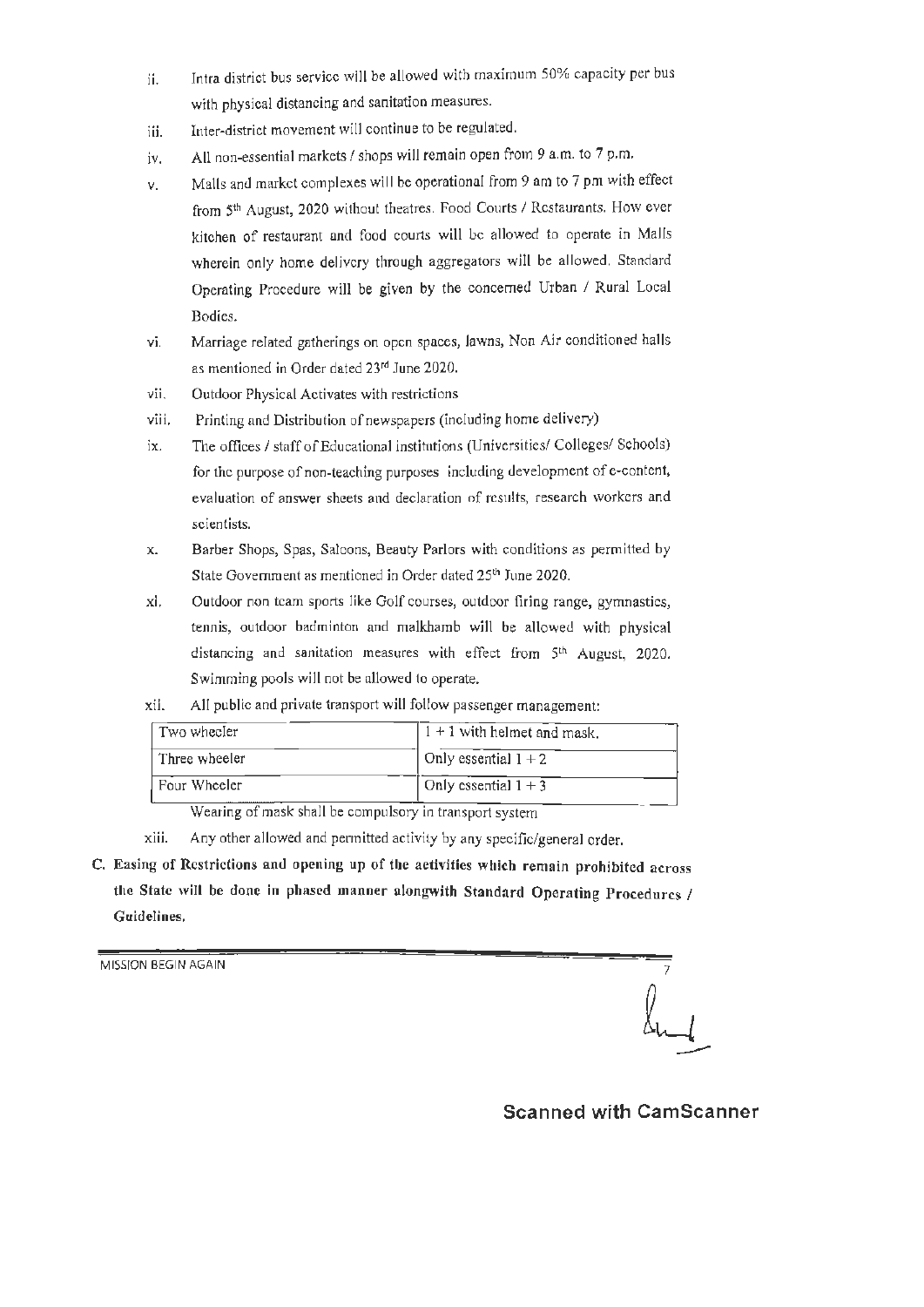ii. Intra district bus service will be allowed with maximum 50% capacity per bus with physical distancing and sanitation measures.

iii. Inter-district movement will continue to be regulated.

iv. All non-essential markets / shops will remain open from 9 a.m. to 7 p.m.

v. Malls and market complexes will be operational from 9 am to 7 pm with effect from 5th August, 2020 without theatres, Food Courts / Restaurants. How ever kitchen of restaurant and food courts will be allowed to operate in Malls wherein only home delivery through aggregators will be allowed. Standard Operating Procedure will be given by the concerned Urban / Rural Local Bodies.

vi. Marriage related gatherings on open spaces, lawns, Non Air conditioned halls as mentioned in Order dated 23rd June 2020.

vii. Outdoor Physical Activates with restrictions

viii. Printing and Distribution of newspapers (including home delivery)

ix. The offices / staff of Educational institutions (Universities/ Colleges/ Schools) for the purpose of non-teaching purposes including development of e-content, evaluation of answer sheets and declaration of results, research workers and scientists.

x. Barber Shops, Spas, Saloons, Beauty Parlors with conditions as permitted by State Government as mentioned in Order dated 25th June 2020.

xi. Outdoor non team sports like Golf courses, outdoor firing range, gymnastics, tennis, outdoor badminton and malkhamb will be allowed with physical distancing and sanitation measures with effect from 5th August, 2020. Swimming pools will not be allowed to operate.

xii. All public and private transport will follow passenger management:

| Two wheeler | 1 + 1 with helmet and mask. |
|---|---|
| Three wheeler | Only essential 1 + 2 |
| Four Wheeler | Only essential 1 + 3 |

Wearing of mask shall be compulsory in transport system

xiii. Any other allowed and permitted activity by any specific/general order.

**C. Easing of Restrictions and opening up of the activities which remain prohibited across the State will be done in phased manner alongwith Standard Operating Procedures / Guidelines.**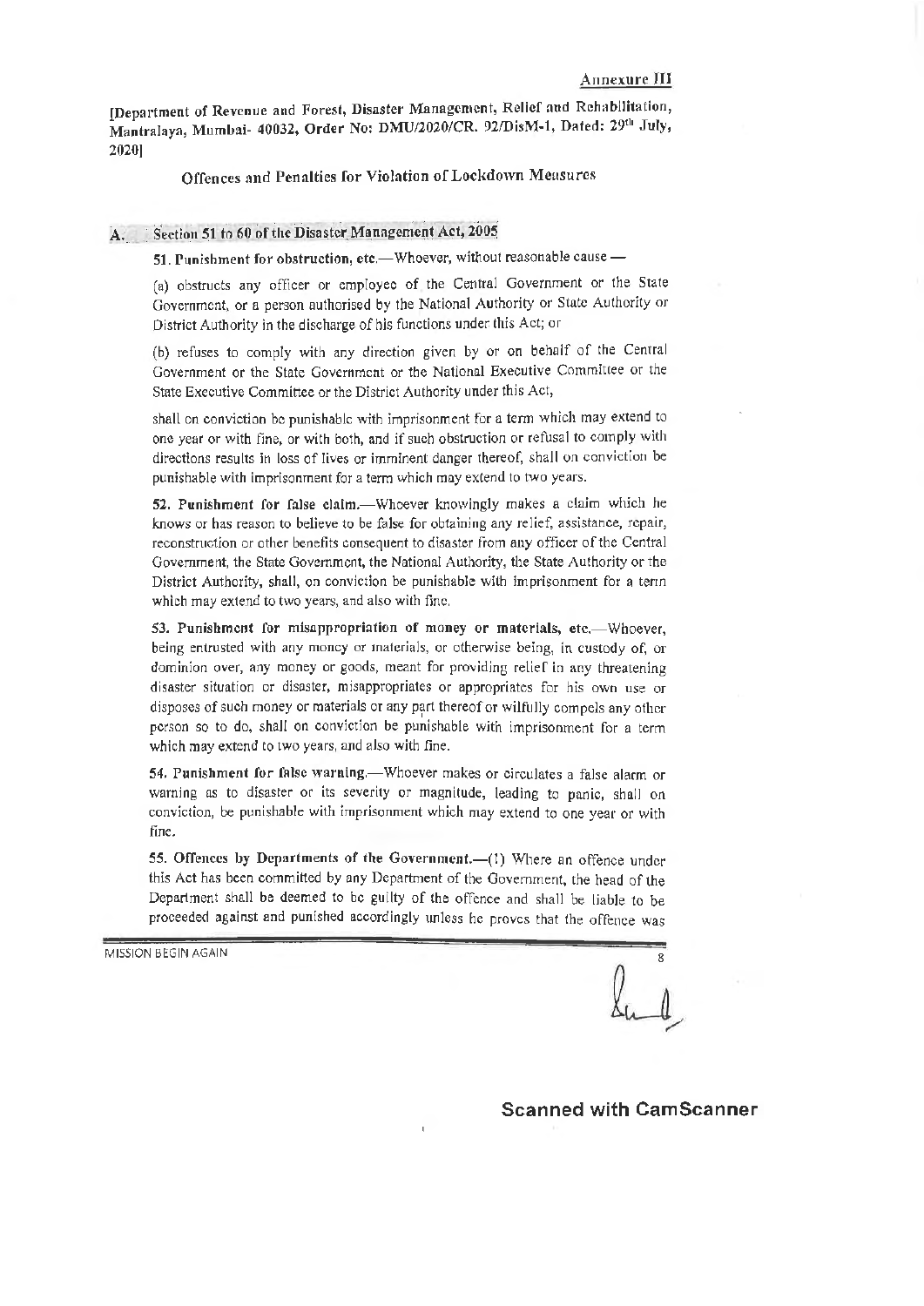Annexure III

[Department of Revenue and Forest, Disaster Management, Relief and Rehabilitation, Mantralaya, Mumbai- 40032, Order No: DMU/2020/CR. 92/DisM-1, Dated: 29th July, 2020]

## Offences and Penalties for Violation of Lockdown Measures

### A. Section 51 to 60 of the Disaster Management Act, 2005

**51. Punishment for obstruction, etc.**—Whoever, without reasonable cause —

(a) obstructs any officer or employee of the Central Government or the State Government, or a person authorised by the National Authority or State Authority or District Authority in the discharge of his functions under this Act; or

(b) refuses to comply with any direction given by or on behalf of the Central Government or the State Government or the National Executive Committee or the State Executive Committee or the District Authority under this Act,

shall on conviction be punishable with imprisonment for a term which may extend to one year or with fine, or with both, and if such obstruction or refusal to comply with directions results in loss of lives or imminent danger thereof, shall on conviction be punishable with imprisonment for a term which may extend to two years.

**52. Punishment for false claim.**—Whoever knowingly makes a claim which he knows or has reason to believe to be false for obtaining any relief, assistance, repair, reconstruction or other benefits consequent to disaster from any officer of the Central Government, the State Government, the National Authority, the State Authority or the District Authority, shall, on conviction be punishable with imprisonment for a term which may extend to two years, and also with fine.

**53. Punishment for misappropriation of money or materials, etc.**—Whoever, being entrusted with any money or materials, or otherwise being, in custody of, or dominion over, any money or goods, meant for providing relief in any threatening disaster situation or disaster, misappropriates or appropriates for his own use or disposes of such money or materials or any part thereof or wilfully compels any other person so to do, shall on conviction be punishable with imprisonment for a term which may extend to two years, and also with fine.

**54. Punishment for false warning.**—Whoever makes or circulates a false alarm or warning as to disaster or its severity or magnitude, leading to panic, shall on conviction, be punishable with imprisonment which may extend to one year or with fine.

**55. Offences by Departments of the Government.**—(1) Where an offence under this Act has been committed by any Department of the Government, the head of the Department shall be deemed to be guilty of the offence and shall be liable to be proceeded against and punished accordingly unless he proves that the offence was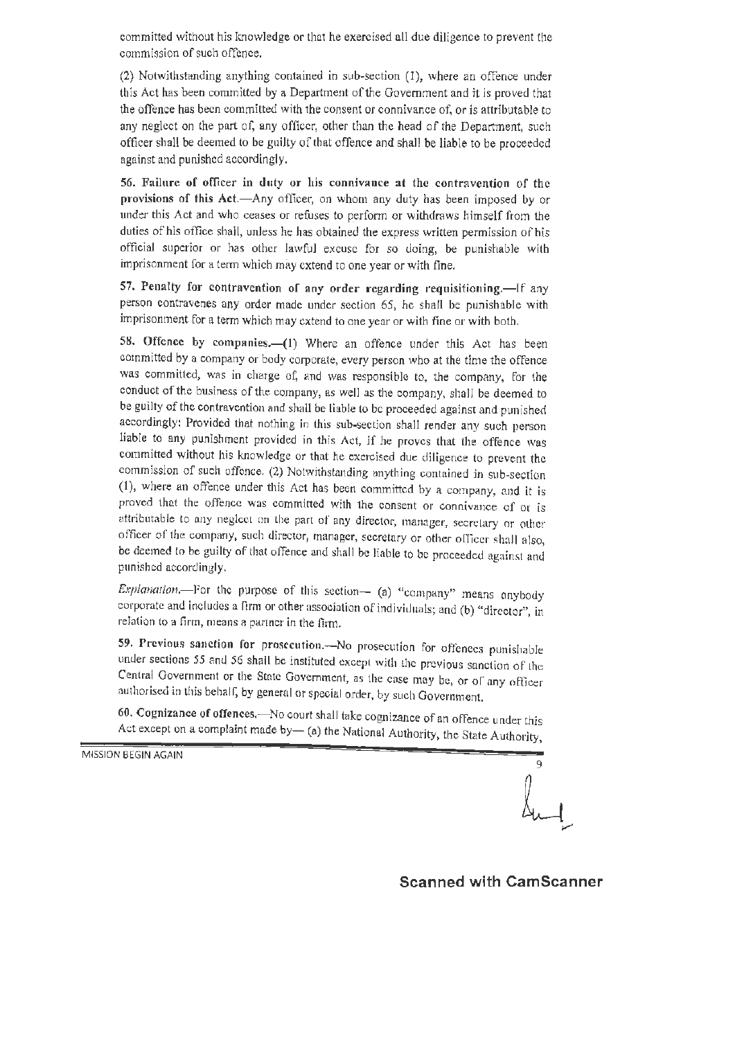committed without his knowledge or that he exercised all due diligence to prevent the commission of such offence.

(2) Notwithstanding anything contained in sub-section (1), where an offence under this Act has been committed by a Department of the Government and it is proved that the offence has been committed with the consent or connivance of, or is attributable to any neglect on the part of, any officer, other than the head of the Department, such officer shall be deemed to be guilty of that offence and shall be liable to be proceeded against and punished accordingly.

**56. Failure of officer in duty or his connivance at the contravention of the provisions of this Act.**—Any officer, on whom any duty has been imposed by or under this Act and who ceases or refuses to perform or withdraws himself from the duties of his office shall, unless he has obtained the express written permission of his official superior or has other lawful excuse for so doing, be punishable with imprisonment for a term which may extend to one year or with fine.

**57. Penalty for contravention of any order regarding requisitioning.**—If any person contravenes any order made under section 65, he shall be punishable with imprisonment for a term which may extend to one year or with fine or with both.

**58. Offence by companies.**—(1) Where an offence under this Act has been committed by a company or body corporate, every person who at the time the offence was committed, was in charge of, and was responsible to, the company, for the conduct of the business of the company, as well as the company, shall be deemed to be guilty of the contravention and shall be liable to be proceeded against and punished accordingly: Provided that nothing in this sub-section shall render any such person liable to any punishment provided in this Act, if he proves that the offence was committed without his knowledge or that he exercised due diligence to prevent the commission of such offence. (2) Notwithstanding anything contained in sub-section (1), where an offence under this Act has been committed by a company, and it is proved that the offence was committed with the consent or connivance of or is attributable to any neglect on the part of any director, manager, secretary or other officer of the company, such director, manager, secretary or other officer shall also, be deemed to be guilty of that offence and shall be liable to be proceeded against and punished accordingly.

*Explanation.*—For the purpose of this section— (a) "company" means anybody corporate and includes a firm or other association of individuals; and (b) "director", in relation to a firm, means a partner in the firm.

**59. Previous sanction for prosecution.**—No prosecution for offences punishable under sections 55 and 56 shall be instituted except with the previous sanction of the Central Government or the State Government, as the case may be, or of any officer authorised in this behalf, by general or special order, by such Government.

**60. Cognizance of offences.**—No court shall take cognizance of an offence under this Act except on a complaint made by— (a) the National Authority, the State Authority,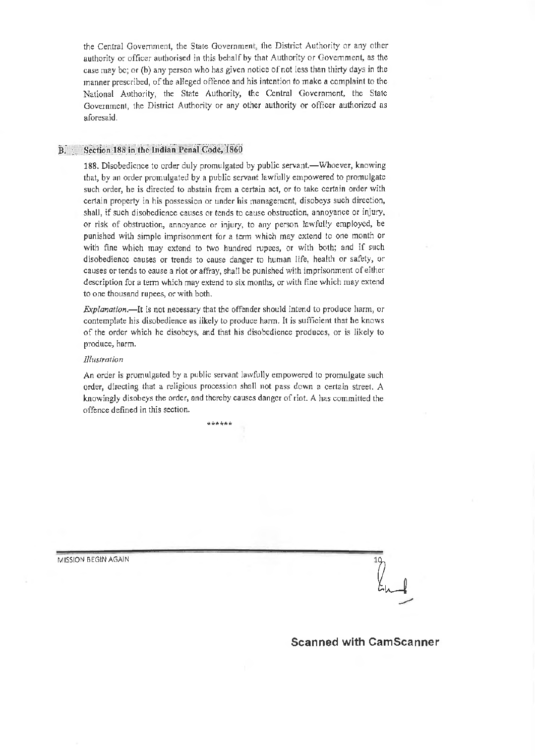the Central Government, the State Government, the District Authority or any other authority or officer authorised in this behalf by that Authority or Government, as the case may be; or (b) any person who has given notice of not less than thirty days in the manner prescribed, of the alleged offence and his intention to make a complaint to the National Authority, the State Authority, the Central Government, the State Government, the District Authority or any other authority or officer authorized as aforesaid.

## B. Section 188 in the Indian Penal Code, 1860

188. Disobedience to order duly promulgated by public servant.—Whoever, knowing that, by an order promulgated by a public servant lawfully empowered to promulgate such order, he is directed to abstain from a certain act, or to take certain order with certain property in his possession or under his management, disobeys such direction, shall, if such disobedience causes or tends to cause obstruction, annoyance or injury, or risk of obstruction, annoyance or injury, to any person lawfully employed, be punished with simple imprisonment for a term which may extend to one month or with fine which may extend to two hundred rupees, or with both; and if such disobedience causes or trends to cause danger to human life, health or safety, or causes or tends to cause a riot or affray, shall be punished with imprisonment of either description for a term which may extend to six months, or with fine which may extend to one thousand rupees, or with both.

*Explanation*.—It is not necessary that the offender should intend to produce harm, or contemplate his disobedience as likely to produce harm. It is sufficient that he knows of the order which he disobeys, and that his disobedience produces, or is likely to produce, harm.

*Illustration*

An order is promulgated by a public servant lawfully empowered to promulgate such order, directing that a religious procession shall not pass down a certain street. A knowingly disobeys the order, and thereby causes danger of riot. A has committed the offence defined in this section.

******